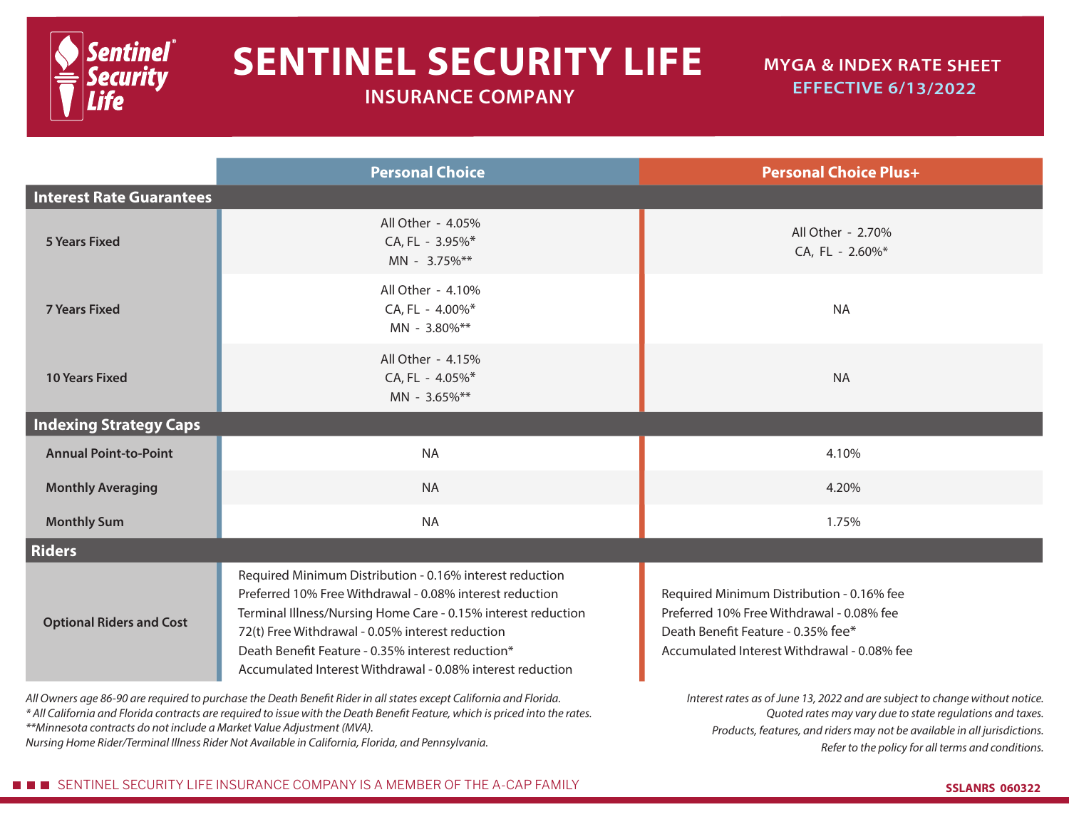# SENTINEL SECURITY LIFE

## INSURANCE COMPANY

**MYGA & INDEX RATE SHEET**
**EFFECTIVE 6/13/2022**

| | Personal Choice | Personal Choice Plus+ |
|---|---|---|
| **Interest Rate Guarantees** | | |
| 5 Years Fixed | All Other - 4.05%<br>CA, FL - 3.95%*<br>MN - 3.75%** | All Other - 2.70%<br>CA, FL - 2.60%* |
| 7 Years Fixed | All Other - 4.10%<br>CA, FL - 4.00%*<br>MN - 3.80%** | NA |
| 10 Years Fixed | All Other - 4.15%<br>CA, FL - 4.05%*<br>MN - 3.65%** | NA |
| **Indexing Strategy Caps** | | |
| Annual Point-to-Point | NA | 4.10% |
| Monthly Averaging | NA | 4.20% |
| Monthly Sum | NA | 1.75% |
| **Riders** | | |
| Optional Riders and Cost | Required Minimum Distribution - 0.16% interest reduction<br>Preferred 10% Free Withdrawal - 0.08% interest reduction<br>Terminal Illness/Nursing Home Care - 0.15% interest reduction<br>72(t) Free Withdrawal - 0.05% interest reduction<br>Death Benefit Feature - 0.35% interest reduction*<br>Accumulated Interest Withdrawal - 0.08% interest reduction | Required Minimum Distribution - 0.16% fee<br>Preferred 10% Free Withdrawal - 0.08% fee<br>Death Benefit Feature - 0.35% fee*<br>Accumulated Interest Withdrawal - 0.08% fee |

*All Owners age 86-90 are required to purchase the Death Benefit Rider in all states except California and Florida.*
** All California and Florida contracts are required to issue with the Death Benefit Feature, which is priced into the rates.*
***Minnesota contracts do not include a Market Value Adjustment (MVA).*
*Nursing Home Rider/Terminal Illness Rider Not Available in California, Florida, and Pennsylvania.*

*Interest rates as of June 13, 2022 and are subject to change without notice.*
*Quoted rates may vary due to state regulations and taxes.*
*Products, features, and riders may not be available in all jurisdictions.*
*Refer to the policy for all terms and conditions.*

SENTINEL SECURITY LIFE INSURANCE COMPANY IS A MEMBER OF THE A-CAP FAMILY

SSLANRS 060322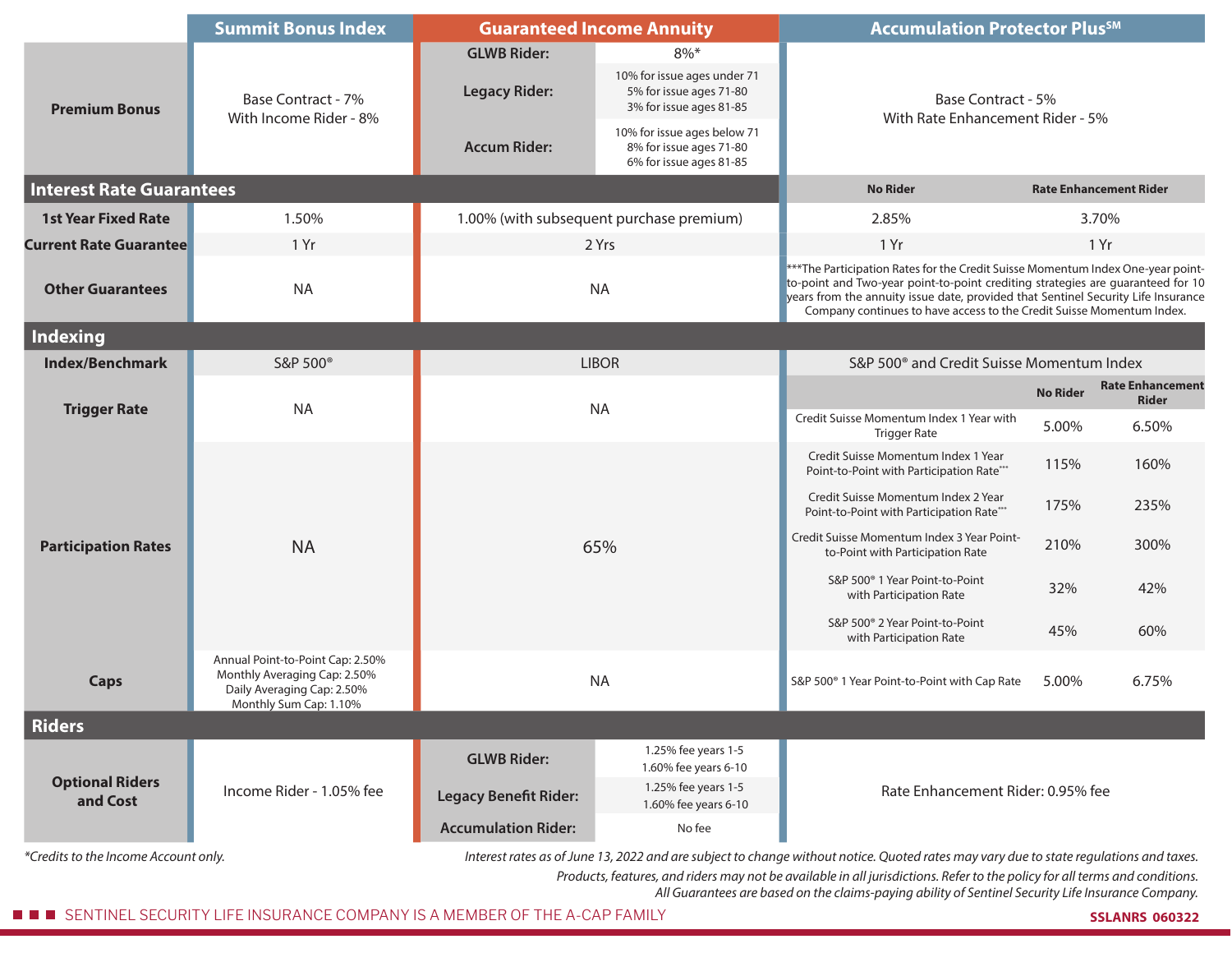| | Summit Bonus Index | Guaranteed Income Annuity | | Accumulation Protector Plus℠ | | |
|---|---|---|---|---|---|---|
| **Premium Bonus** | Base Contract - 7%<br>With Income Rider - 8% | **GLWB Rider:** | 8%* | Base Contract - 5%<br>With Rate Enhancement Rider - 5% | | |
| | | **Legacy Rider:** | 10% for issue ages under 71<br>5% for issue ages 71-80<br>3% for issue ages 81-85 | | | |
| | | **Accum Rider:** | 10% for issue ages below 71<br>8% for issue ages 71-80<br>6% for issue ages 81-85 | | | |
| **Interest Rate Guarantees** | | | | | **No Rider** | **Rate Enhancement Rider** |
| **1st Year Fixed Rate** | 1.50% | 1.00% (with subsequent purchase premium) | | | 2.85% | 3.70% |
| **Current Rate Guarantee** | 1 Yr | 2 Yrs | | | 1 Yr | 1 Yr |
| **Other Guarantees** | NA | NA | | ***The Participation Rates for the Credit Suisse Momentum Index One-year point-to-point and Two-year point-to-point crediting strategies are guaranteed for 10 years from the annuity issue date, provided that Sentinel Security Life Insurance Company continues to have access to the Credit Suisse Momentum Index. | | |
| **Indexing** | | | | | | |
| **Index/Benchmark** | S&P 500® | LIBOR | | S&P 500® and Credit Suisse Momentum Index | | |
| | | | | | **No Rider** | **Rate Enhancement Rider** |
| **Trigger Rate** | NA | NA | | Credit Suisse Momentum Index 1 Year with Trigger Rate | 5.00% | 6.50% |
| **Participation Rates** | NA | 65% | | Credit Suisse Momentum Index 1 Year Point-to-Point with Participation Rate*** | 115% | 160% |
| | | | | Credit Suisse Momentum Index 2 Year Point-to-Point with Participation Rate*** | 175% | 235% |
| | | | | Credit Suisse Momentum Index 3 Year Point-to-Point with Participation Rate | 210% | 300% |
| | | | | S&P 500® 1 Year Point-to-Point with Participation Rate | 32% | 42% |
| | | | | S&P 500® 2 Year Point-to-Point with Participation Rate | 45% | 60% |
| **Caps** | Annual Point-to-Point Cap: 2.50%<br>Monthly Averaging Cap: 2.50%<br>Daily Averaging Cap: 2.50%<br>Monthly Sum Cap: 1.10% | NA | | S&P 500® 1 Year Point-to-Point with Cap Rate | 5.00% | 6.75% |
| **Riders** | | | | | | |
| **Optional Riders and Cost** | Income Rider - 1.05% fee | **GLWB Rider:** | 1.25% fee years 1-5<br>1.60% fee years 6-10 | Rate Enhancement Rider: 0.95% fee | | |
| | | **Legacy Benefit Rider:** | 1.25% fee years 1-5<br>1.60% fee years 6-10 | | | |
| | | **Accumulation Rider:** | No fee | | | |

*Credits to the Income Account only.*

*Interest rates as of June 13, 2022 and are subject to change without notice. Quoted rates may vary due to state regulations and taxes. Products, features, and riders may not be available in all jurisdictions. Refer to the policy for all terms and conditions. All Guarantees are based on the claims-paying ability of Sentinel Security Life Insurance Company.*

SENTINEL SECURITY LIFE INSURANCE COMPANY IS A MEMBER OF THE A-CAP FAMILY

SSLANRS 060322